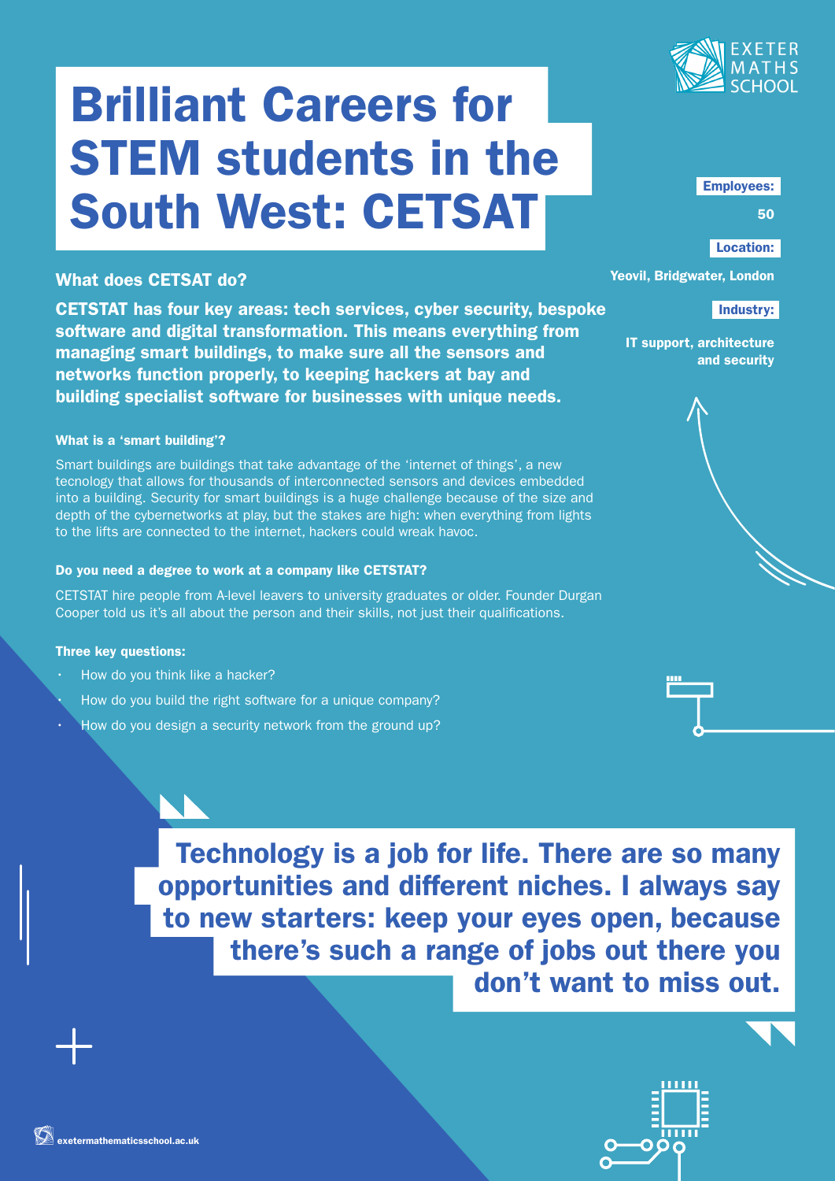# Brilliant Careers for STEM students in the South West: CETSAT

**Employees:** 50

**Location:** Yeovil, Bridgwater, London

**Industry:** IT support, architecture and security

## What does CETSAT do?

**CETSTAT has four key areas: tech services, cyber security, bespoke software and digital transformation. This means everything from managing smart buildings, to make sure all the sensors and networks function properly, to keeping hackers at bay and building specialist software for businesses with unique needs.**

### What is a 'smart building'?

Smart buildings are buildings that take advantage of the 'internet of things', a new tecnology that allows for thousands of interconnected sensors and devices embedded into a building. Security for smart buildings is a huge challenge because of the size and depth of the cybernetworks at play, but the stakes are high: when everything from lights to the lifts are connected to the internet, hackers could wreak havoc.

### Do you need a degree to work at a company like CETSTAT?

CETSTAT hire people from A-level leavers to university graduates or older. Founder Durgan Cooper told us it's all about the person and their skills, not just their qualifications.

### Three key questions:

- How do you think like a hacker?
- How do you build the right software for a unique company?
- How do you design a security network from the ground up?

> **Technology is a job for life. There are so many opportunities and different niches. I always say to new starters: keep your eyes open, because there's such a range of jobs out there you don't want to miss out.**

exetermathematicsschool.ac.uk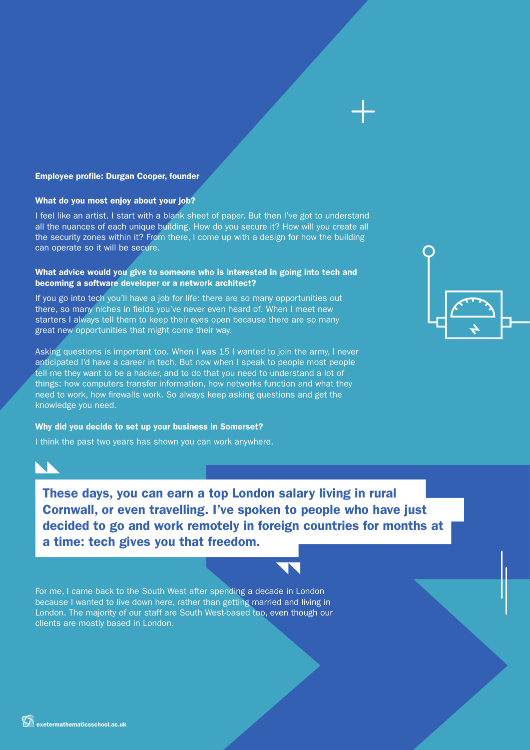**Employee profile: Durgan Cooper, founder**

**What do you most enjoy about your job?**

I feel like an artist. I start with a blank sheet of paper. But then I've got to understand all the nuances of each unique building. How do you secure it? How will you create all the security zones within it? From there, I come up with a design for how the building can operate so it will be secure.

**What advice would you give to someone who is interested in going into tech and becoming a software developer or a network architect?**

If you go into tech you'll have a job for life: there are so many opportunities out there, so many niches in fields you've never even heard of. When I meet new starters I always tell them to keep their eyes open because there are so many great new opportunities that might come their way.

Asking questions is important too. When I was 15 I wanted to join the army, I never anticipated I'd have a career in tech. But now when I speak to people most people tell me they want to be a hacker, and to do that you need to understand a lot of things: how computers transfer information, how networks function and what they need to work, how firewalls work. So always keep asking questions and get the knowledge you need.

**Why did you decide to set up your business in Somerset?**

I think the past two years has shown you can work anywhere.

> **These days, you can earn a top London salary living in rural Cornwall, or even travelling. I've spoken to people who have just decided to go and work remotely in foreign countries for months at a time: tech gives you that freedom.**

For me, I came back to the South West after spending a decade in London because I wanted to live down here, rather than getting married and living in London. The majority of our staff are South West-based too, even though our clients are mostly based in London.